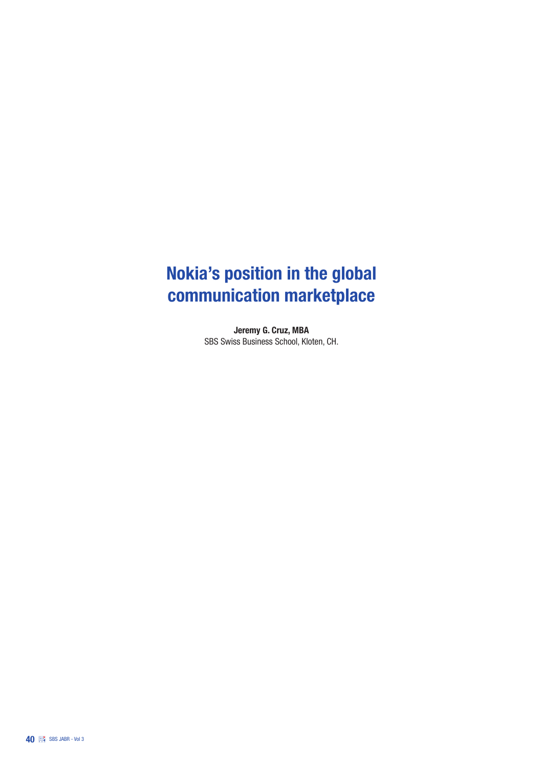# Nokia's position in the global communication marketplace

**Jeremy G. Cruz, MBA**
SBS Swiss Business School, Kloten, CH.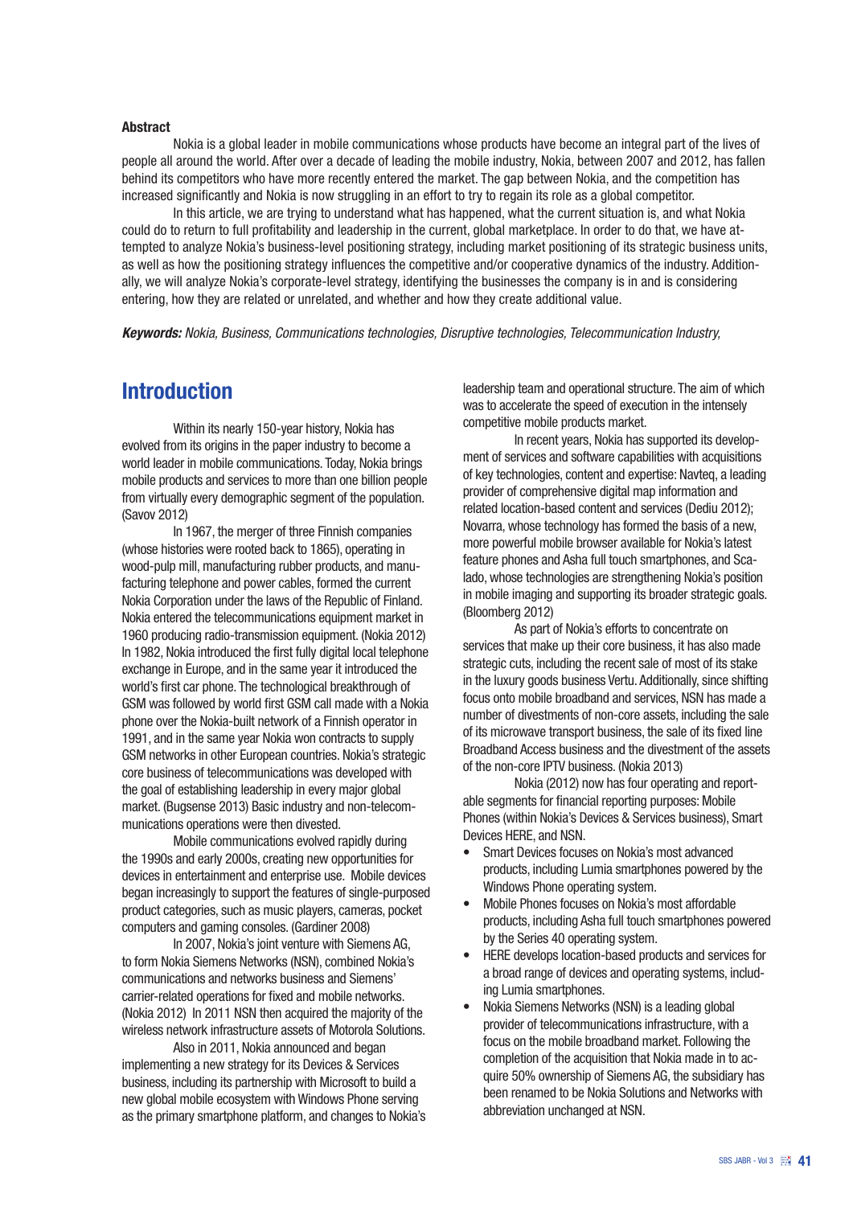**Abstract**

Nokia is a global leader in mobile communications whose products have become an integral part of the lives of people all around the world. After over a decade of leading the mobile industry, Nokia, between 2007 and 2012, has fallen behind its competitors who have more recently entered the market. The gap between Nokia, and the competition has increased significantly and Nokia is now struggling in an effort to try to regain its role as a global competitor.

In this article, we are trying to understand what has happened, what the current situation is, and what Nokia could do to return to full profitability and leadership in the current, global marketplace. In order to do that, we have attempted to analyze Nokia's business-level positioning strategy, including market positioning of its strategic business units, as well as how the positioning strategy influences the competitive and/or cooperative dynamics of the industry. Additionally, we will analyze Nokia's corporate-level strategy, identifying the businesses the company is in and is considering entering, how they are related or unrelated, and whether and how they create additional value.

***Keywords:*** *Nokia, Business, Communications technologies, Disruptive technologies, Telecommunication Industry,*

## Introduction

Within its nearly 150-year history, Nokia has evolved from its origins in the paper industry to become a world leader in mobile communications. Today, Nokia brings mobile products and services to more than one billion people from virtually every demographic segment of the population. (Savov 2012)

In 1967, the merger of three Finnish companies (whose histories were rooted back to 1865), operating in wood-pulp mill, manufacturing rubber products, and manufacturing telephone and power cables, formed the current Nokia Corporation under the laws of the Republic of Finland. Nokia entered the telecommunications equipment market in 1960 producing radio-transmission equipment. (Nokia 2012) In 1982, Nokia introduced the first fully digital local telephone exchange in Europe, and in the same year it introduced the world's first car phone. The technological breakthrough of GSM was followed by world first GSM call made with a Nokia phone over the Nokia-built network of a Finnish operator in 1991, and in the same year Nokia won contracts to supply GSM networks in other European countries. Nokia's strategic core business of telecommunications was developed with the goal of establishing leadership in every major global market. (Bugsense 2013) Basic industry and non-telecommunications operations were then divested.

Mobile communications evolved rapidly during the 1990s and early 2000s, creating new opportunities for devices in entertainment and enterprise use. Mobile devices began increasingly to support the features of single-purposed product categories, such as music players, cameras, pocket computers and gaming consoles. (Gardiner 2008)

In 2007, Nokia's joint venture with Siemens AG, to form Nokia Siemens Networks (NSN), combined Nokia's communications and networks business and Siemens' carrier-related operations for fixed and mobile networks. (Nokia 2012) In 2011 NSN then acquired the majority of the wireless network infrastructure assets of Motorola Solutions.

Also in 2011, Nokia announced and began implementing a new strategy for its Devices & Services business, including its partnership with Microsoft to build a new global mobile ecosystem with Windows Phone serving as the primary smartphone platform, and changes to Nokia's leadership team and operational structure. The aim of which was to accelerate the speed of execution in the intensely competitive mobile products market.

In recent years, Nokia has supported its development of services and software capabilities with acquisitions of key technologies, content and expertise: Navteq, a leading provider of comprehensive digital map information and related location-based content and services (Dediu 2012); Novarra, whose technology has formed the basis of a new, more powerful mobile browser available for Nokia's latest feature phones and Asha full touch smartphones, and Scalado, whose technologies are strengthening Nokia's position in mobile imaging and supporting its broader strategic goals. (Bloomberg 2012)

As part of Nokia's efforts to concentrate on services that make up their core business, it has also made strategic cuts, including the recent sale of most of its stake in the luxury goods business Vertu. Additionally, since shifting focus onto mobile broadband and services, NSN has made a number of divestments of non-core assets, including the sale of its microwave transport business, the sale of its fixed line Broadband Access business and the divestment of the assets of the non-core IPTV business. (Nokia 2013)

Nokia (2012) now has four operating and reportable segments for financial reporting purposes: Mobile Phones (within Nokia's Devices & Services business), Smart Devices HERE, and NSN.

- Smart Devices focuses on Nokia's most advanced products, including Lumia smartphones powered by the Windows Phone operating system.
- Mobile Phones focuses on Nokia's most affordable products, including Asha full touch smartphones powered by the Series 40 operating system.
- HERE develops location-based products and services for a broad range of devices and operating systems, including Lumia smartphones.
- Nokia Siemens Networks (NSN) is a leading global provider of telecommunications infrastructure, with a focus on the mobile broadband market. Following the completion of the acquisition that Nokia made in to acquire 50% ownership of Siemens AG, the subsidiary has been renamed to be Nokia Solutions and Networks with abbreviation unchanged at NSN.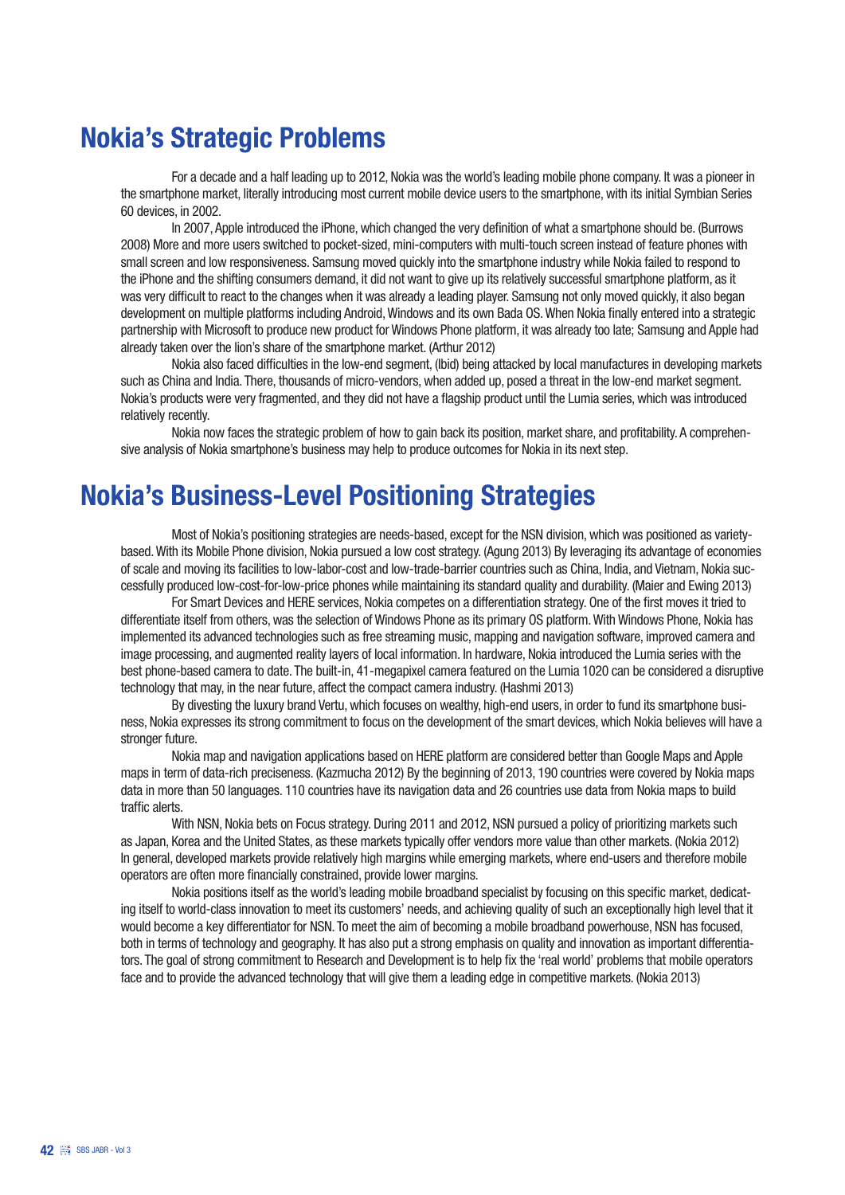## Nokia's Strategic Problems

For a decade and a half leading up to 2012, Nokia was the world's leading mobile phone company. It was a pioneer in the smartphone market, literally introducing most current mobile device users to the smartphone, with its initial Symbian Series 60 devices, in 2002.

In 2007, Apple introduced the iPhone, which changed the very definition of what a smartphone should be. (Burrows 2008) More and more users switched to pocket-sized, mini-computers with multi-touch screen instead of feature phones with small screen and low responsiveness. Samsung moved quickly into the smartphone industry while Nokia failed to respond to the iPhone and the shifting consumers demand, it did not want to give up its relatively successful smartphone platform, as it was very difficult to react to the changes when it was already a leading player. Samsung not only moved quickly, it also began development on multiple platforms including Android, Windows and its own Bada OS. When Nokia finally entered into a strategic partnership with Microsoft to produce new product for Windows Phone platform, it was already too late; Samsung and Apple had already taken over the lion's share of the smartphone market. (Arthur 2012)

Nokia also faced difficulties in the low-end segment, (Ibid) being attacked by local manufactures in developing markets such as China and India. There, thousands of micro-vendors, when added up, posed a threat in the low-end market segment. Nokia's products were very fragmented, and they did not have a flagship product until the Lumia series, which was introduced relatively recently.

Nokia now faces the strategic problem of how to gain back its position, market share, and profitability. A comprehensive analysis of Nokia smartphone's business may help to produce outcomes for Nokia in its next step.

## Nokia's Business-Level Positioning Strategies

Most of Nokia's positioning strategies are needs-based, except for the NSN division, which was positioned as variety-based. With its Mobile Phone division, Nokia pursued a low cost strategy. (Agung 2013) By leveraging its advantage of economies of scale and moving its facilities to low-labor-cost and low-trade-barrier countries such as China, India, and Vietnam, Nokia successfully produced low-cost-for-low-price phones while maintaining its standard quality and durability. (Maier and Ewing 2013)

For Smart Devices and HERE services, Nokia competes on a differentiation strategy. One of the first moves it tried to differentiate itself from others, was the selection of Windows Phone as its primary OS platform. With Windows Phone, Nokia has implemented its advanced technologies such as free streaming music, mapping and navigation software, improved camera and image processing, and augmented reality layers of local information. In hardware, Nokia introduced the Lumia series with the best phone-based camera to date. The built-in, 41-megapixel camera featured on the Lumia 1020 can be considered a disruptive technology that may, in the near future, affect the compact camera industry. (Hashmi 2013)

By divesting the luxury brand Vertu, which focuses on wealthy, high-end users, in order to fund its smartphone business, Nokia expresses its strong commitment to focus on the development of the smart devices, which Nokia believes will have a stronger future.

Nokia map and navigation applications based on HERE platform are considered better than Google Maps and Apple maps in term of data-rich preciseness. (Kazmucha 2012) By the beginning of 2013, 190 countries were covered by Nokia maps data in more than 50 languages. 110 countries have its navigation data and 26 countries use data from Nokia maps to build traffic alerts.

With NSN, Nokia bets on Focus strategy. During 2011 and 2012, NSN pursued a policy of prioritizing markets such as Japan, Korea and the United States, as these markets typically offer vendors more value than other markets. (Nokia 2012) In general, developed markets provide relatively high margins while emerging markets, where end-users and therefore mobile operators are often more financially constrained, provide lower margins.

Nokia positions itself as the world's leading mobile broadband specialist by focusing on this specific market, dedicating itself to world-class innovation to meet its customers' needs, and achieving quality of such an exceptionally high level that it would become a key differentiator for NSN. To meet the aim of becoming a mobile broadband powerhouse, NSN has focused, both in terms of technology and geography. It has also put a strong emphasis on quality and innovation as important differentiators. The goal of strong commitment to Research and Development is to help fix the 'real world' problems that mobile operators face and to provide the advanced technology that will give them a leading edge in competitive markets. (Nokia 2013)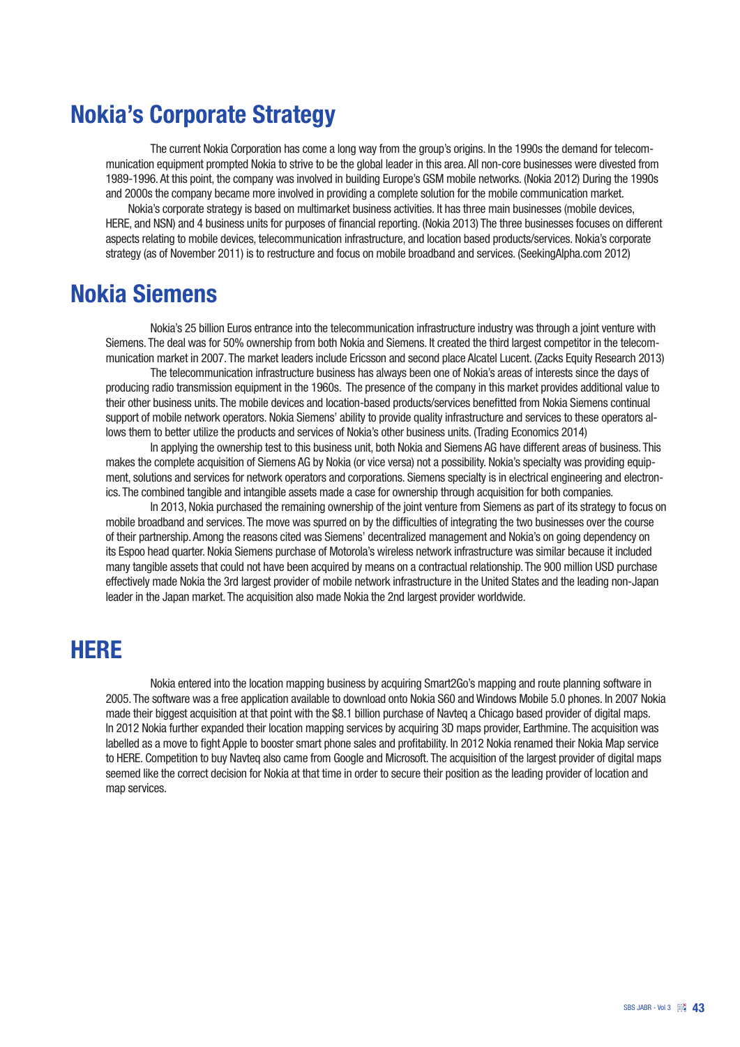# Nokia's Corporate Strategy

The current Nokia Corporation has come a long way from the group's origins. In the 1990s the demand for telecommunication equipment prompted Nokia to strive to be the global leader in this area. All non-core businesses were divested from 1989-1996. At this point, the company was involved in building Europe's GSM mobile networks. (Nokia 2012) During the 1990s and 2000s the company became more involved in providing a complete solution for the mobile communication market.

Nokia's corporate strategy is based on multimarket business activities. It has three main businesses (mobile devices, HERE, and NSN) and 4 business units for purposes of financial reporting. (Nokia 2013) The three businesses focuses on different aspects relating to mobile devices, telecommunication infrastructure, and location based products/services. Nokia's corporate strategy (as of November 2011) is to restructure and focus on mobile broadband and services. (SeekingAlpha.com 2012)

# Nokia Siemens

Nokia's 25 billion Euros entrance into the telecommunication infrastructure industry was through a joint venture with Siemens. The deal was for 50% ownership from both Nokia and Siemens. It created the third largest competitor in the telecommunication market in 2007. The market leaders include Ericsson and second place Alcatel Lucent. (Zacks Equity Research 2013)

The telecommunication infrastructure business has always been one of Nokia's areas of interests since the days of producing radio transmission equipment in the 1960s. The presence of the company in this market provides additional value to their other business units. The mobile devices and location-based products/services benefitted from Nokia Siemens continual support of mobile network operators. Nokia Siemens' ability to provide quality infrastructure and services to these operators allows them to better utilize the products and services of Nokia's other business units. (Trading Economics 2014)

In applying the ownership test to this business unit, both Nokia and Siemens AG have different areas of business. This makes the complete acquisition of Siemens AG by Nokia (or vice versa) not a possibility. Nokia's specialty was providing equipment, solutions and services for network operators and corporations. Siemens specialty is in electrical engineering and electronics. The combined tangible and intangible assets made a case for ownership through acquisition for both companies.

In 2013, Nokia purchased the remaining ownership of the joint venture from Siemens as part of its strategy to focus on mobile broadband and services. The move was spurred on by the difficulties of integrating the two businesses over the course of their partnership. Among the reasons cited was Siemens' decentralized management and Nokia's on going dependency on its Espoo head quarter. Nokia Siemens purchase of Motorola's wireless network infrastructure was similar because it included many tangible assets that could not have been acquired by means on a contractual relationship. The 900 million USD purchase effectively made Nokia the 3rd largest provider of mobile network infrastructure in the United States and the leading non-Japan leader in the Japan market. The acquisition also made Nokia the 2nd largest provider worldwide.

# HERE

Nokia entered into the location mapping business by acquiring Smart2Go's mapping and route planning software in 2005. The software was a free application available to download onto Nokia S60 and Windows Mobile 5.0 phones. In 2007 Nokia made their biggest acquisition at that point with the $8.1 billion purchase of Navteq a Chicago based provider of digital maps. In 2012 Nokia further expanded their location mapping services by acquiring 3D maps provider, Earthmine. The acquisition was labelled as a move to fight Apple to booster smart phone sales and profitability. In 2012 Nokia renamed their Nokia Map service to HERE. Competition to buy Navteq also came from Google and Microsoft. The acquisition of the largest provider of digital maps seemed like the correct decision for Nokia at that time in order to secure their position as the leading provider of location and map services.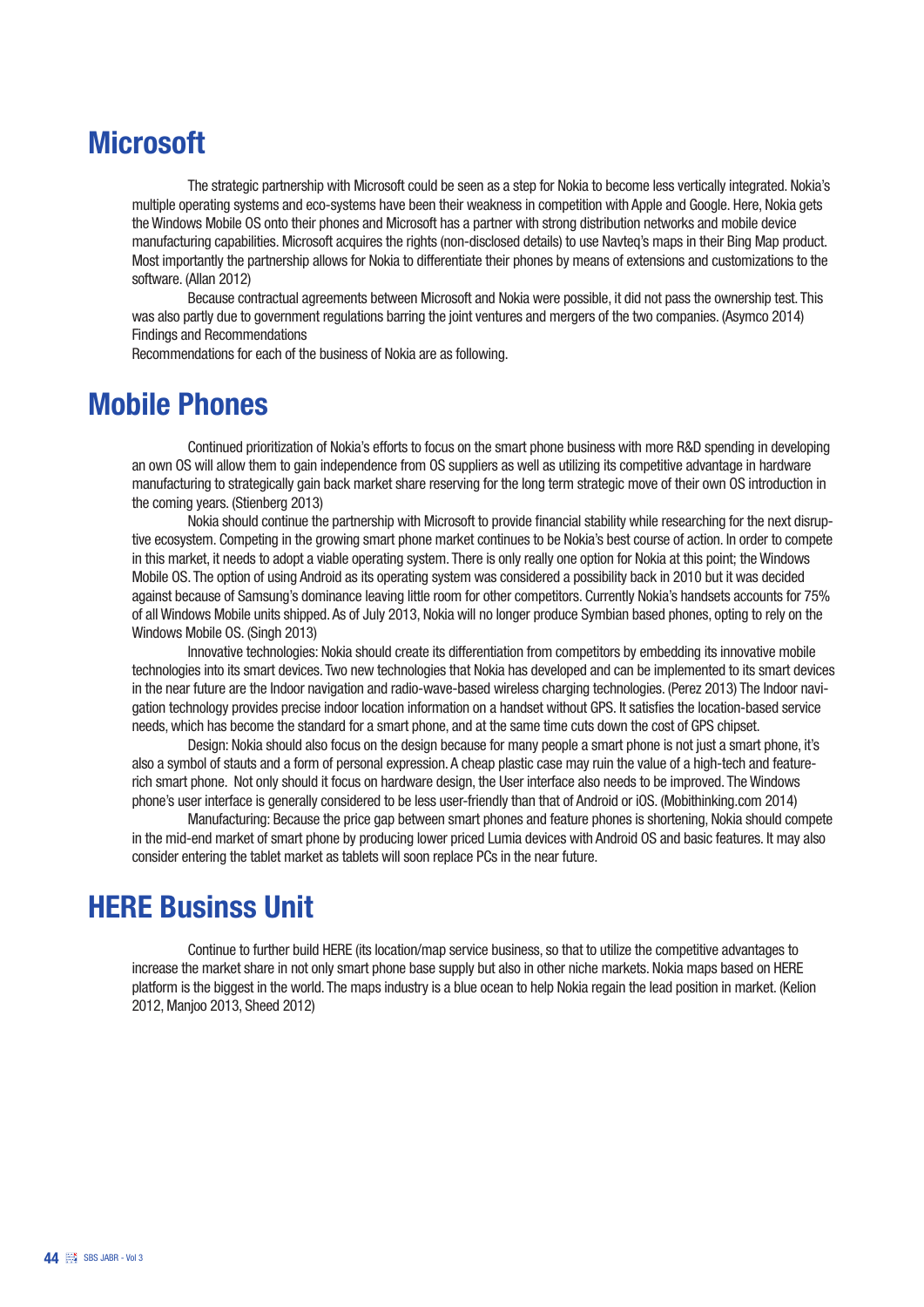## Microsoft

The strategic partnership with Microsoft could be seen as a step for Nokia to become less vertically integrated. Nokia's multiple operating systems and eco-systems have been their weakness in competition with Apple and Google. Here, Nokia gets the Windows Mobile OS onto their phones and Microsoft has a partner with strong distribution networks and mobile device manufacturing capabilities. Microsoft acquires the rights (non-disclosed details) to use Navteq's maps in their Bing Map product. Most importantly the partnership allows for Nokia to differentiate their phones by means of extensions and customizations to the software. (Allan 2012)

Because contractual agreements between Microsoft and Nokia were possible, it did not pass the ownership test. This was also partly due to government regulations barring the joint ventures and mergers of the two companies. (Asymco 2014)
Findings and Recommendations

Recommendations for each of the business of Nokia are as following.

## Mobile Phones

Continued prioritization of Nokia's efforts to focus on the smart phone business with more R&D spending in developing an own OS will allow them to gain independence from OS suppliers as well as utilizing its competitive advantage in hardware manufacturing to strategically gain back market share reserving for the long term strategic move of their own OS introduction in the coming years. (Stienberg 2013)

Nokia should continue the partnership with Microsoft to provide financial stability while researching for the next disruptive ecosystem. Competing in the growing smart phone market continues to be Nokia's best course of action. In order to compete in this market, it needs to adopt a viable operating system. There is only really one option for Nokia at this point; the Windows Mobile OS. The option of using Android as its operating system was considered a possibility back in 2010 but it was decided against because of Samsung's dominance leaving little room for other competitors. Currently Nokia's handsets accounts for 75% of all Windows Mobile units shipped. As of July 2013, Nokia will no longer produce Symbian based phones, opting to rely on the Windows Mobile OS. (Singh 2013)

Innovative technologies: Nokia should create its differentiation from competitors by embedding its innovative mobile technologies into its smart devices. Two new technologies that Nokia has developed and can be implemented to its smart devices in the near future are the Indoor navigation and radio-wave-based wireless charging technologies. (Perez 2013) The Indoor navigation technology provides precise indoor location information on a handset without GPS. It satisfies the location-based service needs, which has become the standard for a smart phone, and at the same time cuts down the cost of GPS chipset.

Design: Nokia should also focus on the design because for many people a smart phone is not just a smart phone, it's also a symbol of stauts and a form of personal expression. A cheap plastic case may ruin the value of a high-tech and feature-rich smart phone. Not only should it focus on hardware design, the User interface also needs to be improved. The Windows phone's user interface is generally considered to be less user-friendly than that of Android or iOS. (Mobithinking.com 2014)

Manufacturing: Because the price gap between smart phones and feature phones is shortening, Nokia should compete in the mid-end market of smart phone by producing lower priced Lumia devices with Android OS and basic features. It may also consider entering the tablet market as tablets will soon replace PCs in the near future.

## HERE Businss Unit

Continue to further build HERE (its location/map service business, so that to utilize the competitive advantages to increase the market share in not only smart phone base supply but also in other niche markets. Nokia maps based on HERE platform is the biggest in the world. The maps industry is a blue ocean to help Nokia regain the lead position in market. (Kelion 2012, Manjoo 2013, Sheed 2012)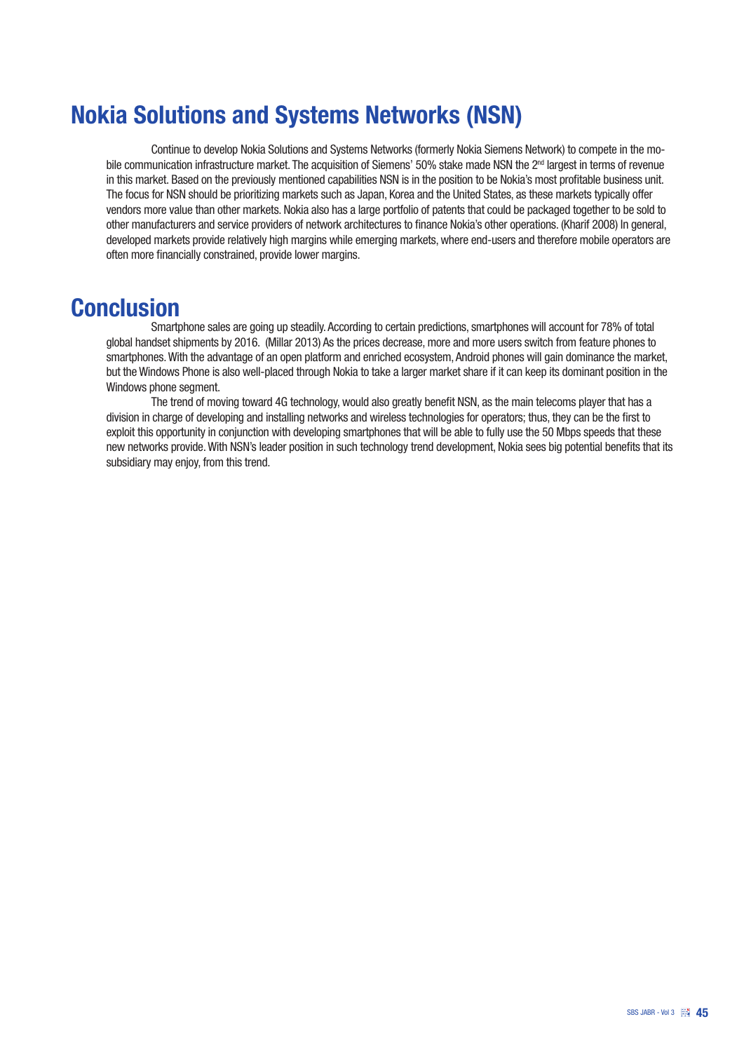# Nokia Solutions and Systems Networks (NSN)

Continue to develop Nokia Solutions and Systems Networks (formerly Nokia Siemens Network) to compete in the mobile communication infrastructure market. The acquisition of Siemens' 50% stake made NSN the 2nd largest in terms of revenue in this market. Based on the previously mentioned capabilities NSN is in the position to be Nokia's most profitable business unit. The focus for NSN should be prioritizing markets such as Japan, Korea and the United States, as these markets typically offer vendors more value than other markets. Nokia also has a large portfolio of patents that could be packaged together to be sold to other manufacturers and service providers of network architectures to finance Nokia's other operations. (Kharif 2008) In general, developed markets provide relatively high margins while emerging markets, where end-users and therefore mobile operators are often more financially constrained, provide lower margins.

# Conclusion

Smartphone sales are going up steadily. According to certain predictions, smartphones will account for 78% of total global handset shipments by 2016. (Millar 2013) As the prices decrease, more and more users switch from feature phones to smartphones. With the advantage of an open platform and enriched ecosystem, Android phones will gain dominance the market, but the Windows Phone is also well-placed through Nokia to take a larger market share if it can keep its dominant position in the Windows phone segment.

The trend of moving toward 4G technology, would also greatly benefit NSN, as the main telecoms player that has a division in charge of developing and installing networks and wireless technologies for operators; thus, they can be the first to exploit this opportunity in conjunction with developing smartphones that will be able to fully use the 50 Mbps speeds that these new networks provide. With NSN's leader position in such technology trend development, Nokia sees big potential benefits that its subsidiary may enjoy, from this trend.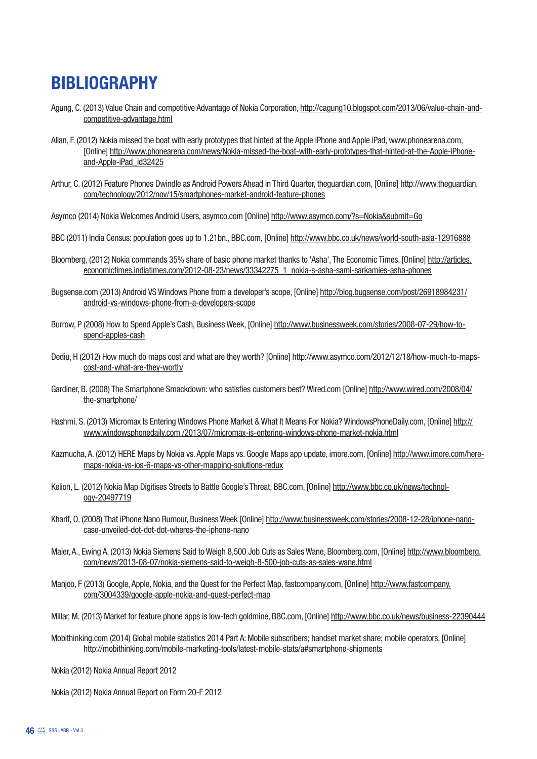# BIBLIOGRAPHY

Agung, C. (2013) Value Chain and competitive Advantage of Nokia Corporation, http://cagung10.blogspot.com/2013/06/value-chain-and-competitive-advantage.html

Allan, F. (2012) Nokia missed the boat with early prototypes that hinted at the Apple iPhone and Apple iPad, www.phonearena.com, [Online] http://www.phonearena.com/news/Nokia-missed-the-boat-with-early-prototypes-that-hinted-at-the-Apple-iPhone-and-Apple-iPad_id32425

Arthur, C. (2012) Feature Phones Dwindle as Android Powers Ahead in Third Quarter, theguardian.com, [Online] http://www.theguardian.com/technology/2012/nov/15/smartphones-market-android-feature-phones

Asymco (2014) Nokia Welcomes Android Users, asymco.com [Online] http://www.asymco.com/?s=Nokia&submit=Go

BBC (2011) India Census: population goes up to 1.21bn., BBC.com, [Online] http://www.bbc.co.uk/news/world-south-asia-12916888

Bloomberg, (2012) Nokia commands 35% share of basic phone market thanks to 'Asha', The Economic Times, [Online] http://articles.economictimes.indiatimes.com/2012-08-23/news/33342275_1_nokia-s-asha-sami-sarkamies-asha-phones

Bugsense.com (2013) Android VS Windows Phone from a developer's scope, [Online] http://blog.bugsense.com/post/26918984231/android-vs-windows-phone-from-a-developers-scope

Burrow, P (2008) How to Spend Apple's Cash, Business Week, [Online] http://www.businessweek.com/stories/2008-07-29/how-to-spend-apples-cash

Dediu, H (2012) How much do maps cost and what are they worth? [Online] http://www.asymco.com/2012/12/18/how-much-to-maps-cost-and-what-are-they-worth/

Gardiner, B. (2008) The Smartphone Smackdown: who satisfies customers best? Wired.com [Online] http://www.wired.com/2008/04/the-smartphone/

Hashmi, S. (2013) Micromax Is Entering Windows Phone Market & What It Means For Nokia? WindowsPhoneDaily.com, [Online] http://www.windowsphonedaily.com /2013/07/micromax-is-entering-windows-phone-market-nokia.html

Kazmucha, A. (2012) HERE Maps by Nokia vs. Apple Maps vs. Google Maps app update, imore.com, [Online] http://www.imore.com/here-maps-nokia-vs-ios-6-maps-vs-other-mapping-solutions-redux

Kelion, L. (2012) Nokia Map Digitises Streets to Battle Google's Threat, BBC.com, [Online] http://www.bbc.co.uk/news/technology-20497719

Kharif, O. (2008) That iPhone Nano Rumour, Business Week [Online] http://www.businessweek.com/stories/2008-12-28/iphone-nano-case-unveiled-dot-dot-dot-wheres-the-iphone-nano

Maier, A., Ewing A. (2013) Nokia Siemens Said to Weigh 8,500 Job Cuts as Sales Wane, Bloomberg.com, [Online] http://www.bloomberg.com/news/2013-08-07/nokia-siemens-said-to-weigh-8-500-job-cuts-as-sales-wane.html

Manjoo, F (2013) Google, Apple, Nokia, and the Quest for the Perfect Map, fastcompany.com, [Online] http://www.fastcompany.com/3004339/google-apple-nokia-and-quest-perfect-map

Millar, M. (2013) Market for feature phone apps is low-tech goldmine, BBC.com, [Online] http://www.bbc.co.uk/news/business-22390444

Mobithinking.com (2014) Global mobile statistics 2014 Part A: Mobile subscribers; handset market share; mobile operators, [Online] http://mobithinking.com/mobile-marketing-tools/latest-mobile-stats/a#smartphone-shipments

Nokia (2012) Nokia Annual Report 2012

Nokia (2012) Nokia Annual Report on Form 20-F 2012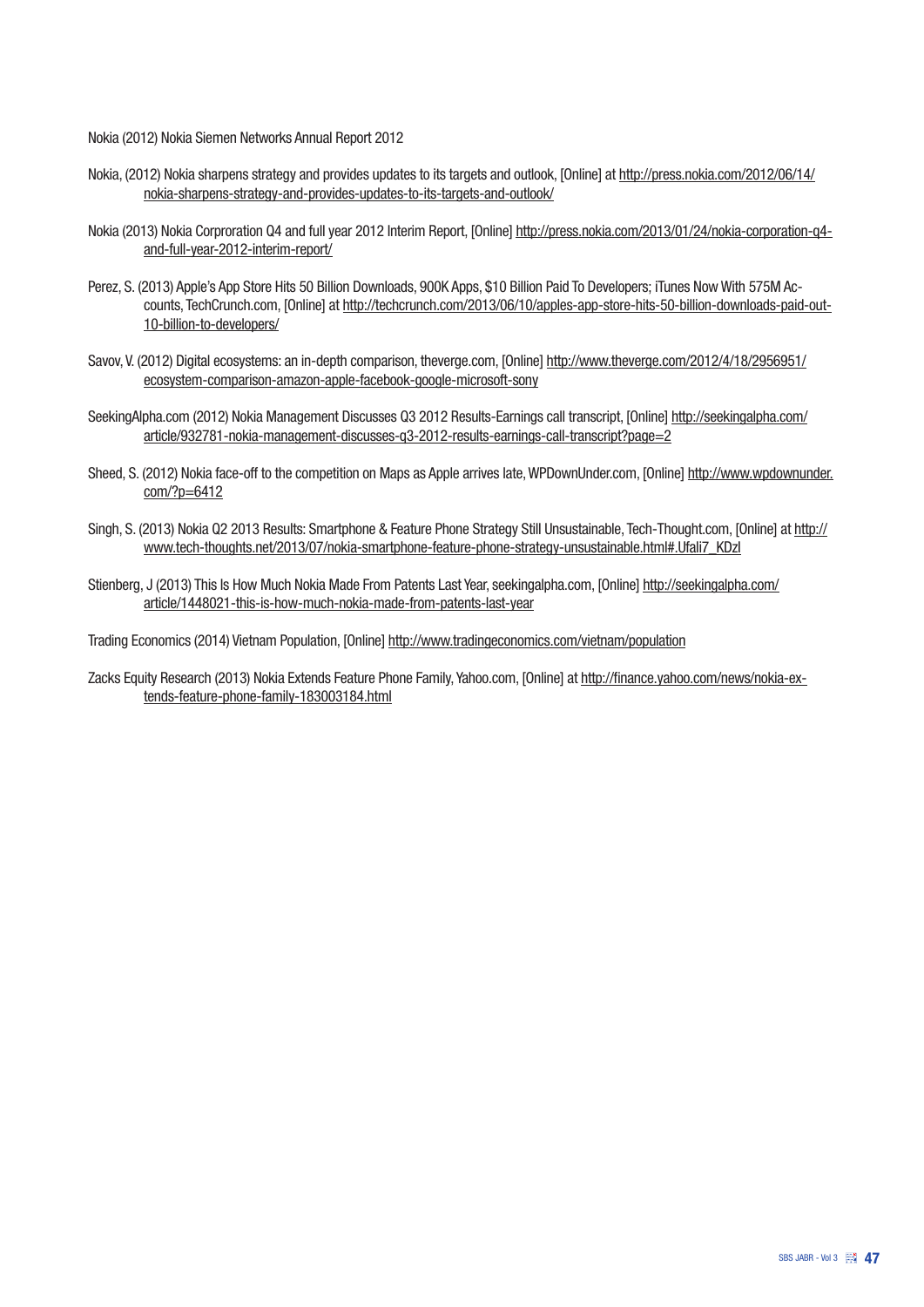Nokia (2012) Nokia Siemen Networks Annual Report 2012

Nokia, (2012) Nokia sharpens strategy and provides updates to its targets and outlook, [Online] at http://press.nokia.com/2012/06/14/nokia-sharpens-strategy-and-provides-updates-to-its-targets-and-outlook/

Nokia (2013) Nokia Corproration Q4 and full year 2012 Interim Report, [Online] http://press.nokia.com/2013/01/24/nokia-corporation-q4-and-full-year-2012-interim-report/

Perez, S. (2013) Apple's App Store Hits 50 Billion Downloads, 900K Apps, $10 Billion Paid To Developers; iTunes Now With 575M Accounts, TechCrunch.com, [Online] at http://techcrunch.com/2013/06/10/apples-app-store-hits-50-billion-downloads-paid-out-10-billion-to-developers/

Savov, V. (2012) Digital ecosystems: an in-depth comparison, theverge.com, [Online] http://www.theverge.com/2012/4/18/2956951/ecosystem-comparison-amazon-apple-facebook-google-microsoft-sony

SeekingAlpha.com (2012) Nokia Management Discusses Q3 2012 Results-Earnings call transcript, [Online] http://seekingalpha.com/article/932781-nokia-management-discusses-q3-2012-results-earnings-call-transcript?page=2

Sheed, S. (2012) Nokia face-off to the competition on Maps as Apple arrives late, WPDownUnder.com, [Online] http://www.wpdownunder.com/?p=6412

Singh, S. (2013) Nokia Q2 2013 Results: Smartphone & Feature Phone Strategy Still Unsustainable, Tech-Thought.com, [Online] at http://www.tech-thoughts.net/2013/07/nokia-smartphone-feature-phone-strategy-unsustainable.html#.Ufali7_KDzI

Stienberg, J (2013) This Is How Much Nokia Made From Patents Last Year, seekingalpha.com, [Online] http://seekingalpha.com/article/1448021-this-is-how-much-nokia-made-from-patents-last-year

Trading Economics (2014) Vietnam Population, [Online] http://www.tradingeconomics.com/vietnam/population

Zacks Equity Research (2013) Nokia Extends Feature Phone Family, Yahoo.com, [Online] at http://finance.yahoo.com/news/nokia-extends-feature-phone-family-183003184.html